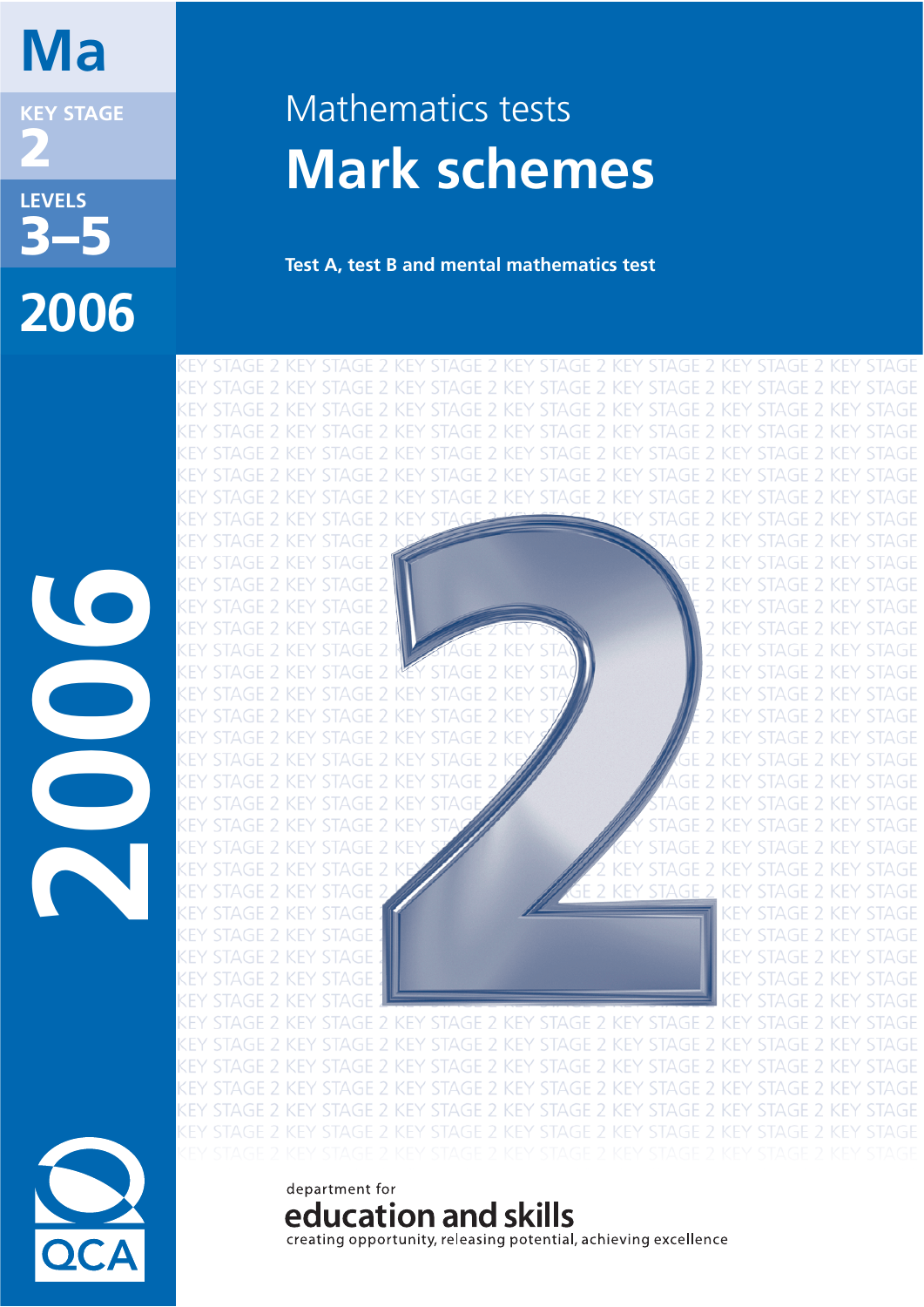Ma

KEY STAGE
2

LEVELS
3–5

2006

# Mathematics tests

# Mark schemes

**Test A, test B and mental mathematics test**

2006

QCA

department for
**education and skills**
creating opportunity, releasing potential, achieving excellence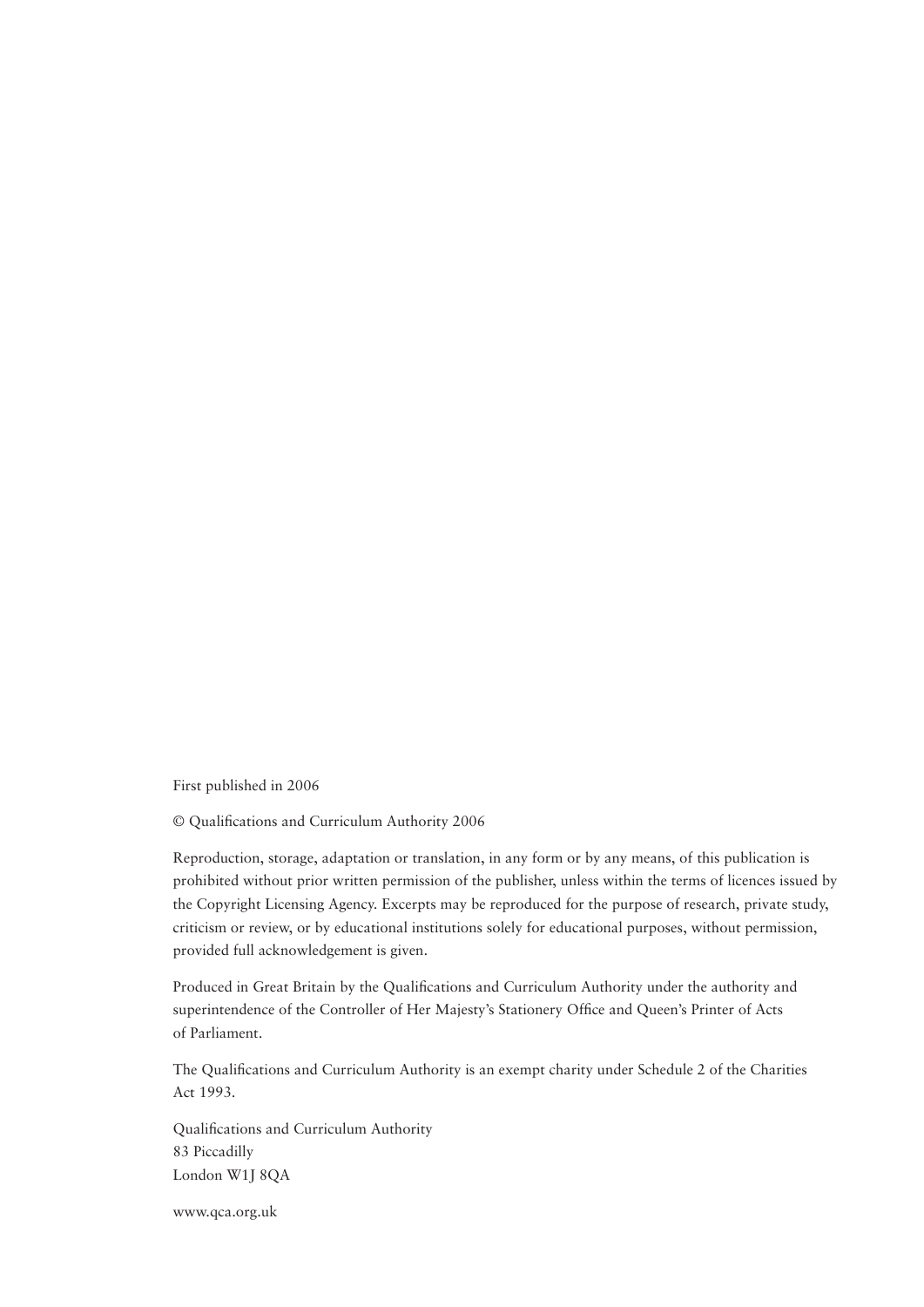First published in 2006

© Qualifications and Curriculum Authority 2006

Reproduction, storage, adaptation or translation, in any form or by any means, of this publication is prohibited without prior written permission of the publisher, unless within the terms of licences issued by the Copyright Licensing Agency. Excerpts may be reproduced for the purpose of research, private study, criticism or review, or by educational institutions solely for educational purposes, without permission, provided full acknowledgement is given.

Produced in Great Britain by the Qualifications and Curriculum Authority under the authority and superintendence of the Controller of Her Majesty's Stationery Office and Queen's Printer of Acts of Parliament.

The Qualifications and Curriculum Authority is an exempt charity under Schedule 2 of the Charities Act 1993.

Qualifications and Curriculum Authority
83 Piccadilly
London W1J 8QA

www.qca.org.uk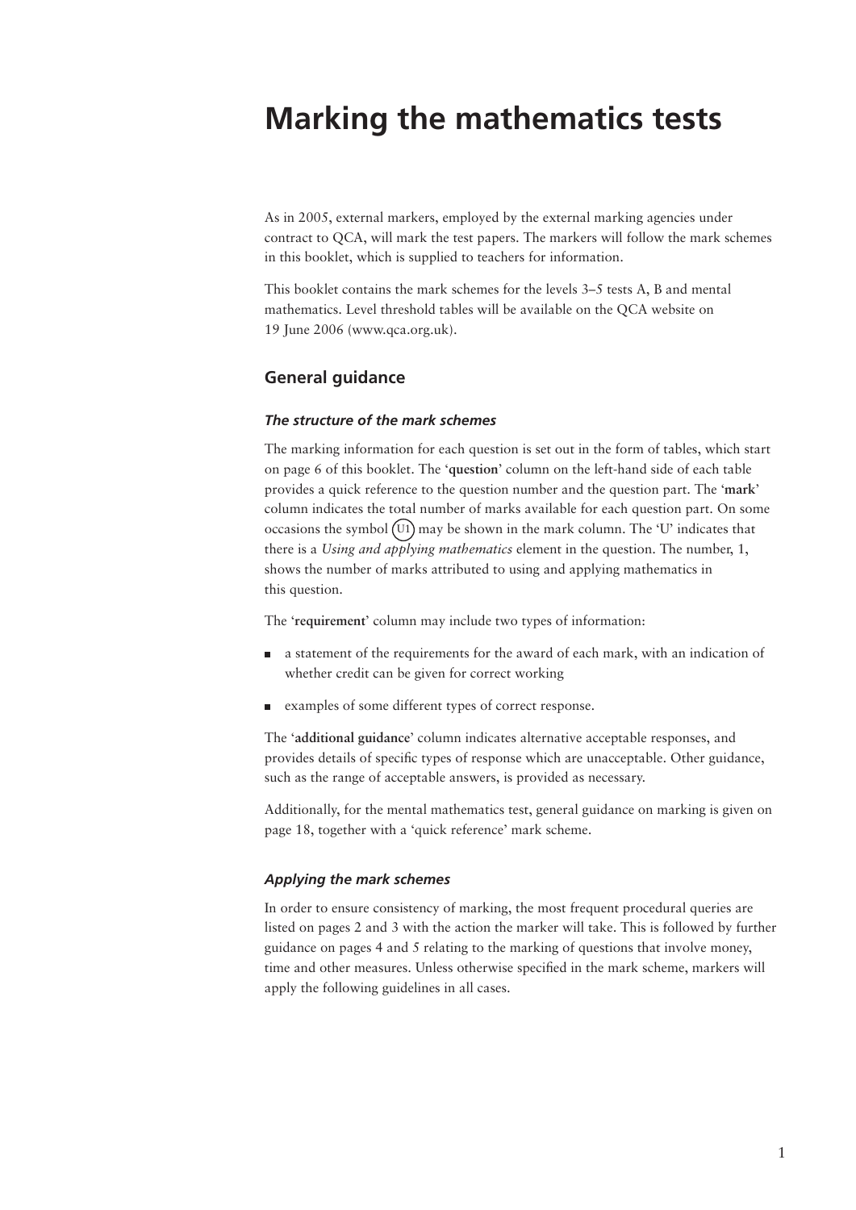# Marking the mathematics tests

As in 2005, external markers, employed by the external marking agencies under contract to QCA, will mark the test papers. The markers will follow the mark schemes in this booklet, which is supplied to teachers for information.

This booklet contains the mark schemes for the levels 3–5 tests A, B and mental mathematics. Level threshold tables will be available on the QCA website on 19 June 2006 (www.qca.org.uk).

## General guidance

### *The structure of the mark schemes*

The marking information for each question is set out in the form of tables, which start on page 6 of this booklet. The '**question**' column on the left-hand side of each table provides a quick reference to the question number and the question part. The '**mark**' column indicates the total number of marks available for each question part. On some occasions the symbol (U1) may be shown in the mark column. The 'U' indicates that there is a *Using and applying mathematics* element in the question. The number, 1, shows the number of marks attributed to using and applying mathematics in this question.

The '**requirement**' column may include two types of information:

- a statement of the requirements for the award of each mark, with an indication of whether credit can be given for correct working
- examples of some different types of correct response.

The '**additional guidance**' column indicates alternative acceptable responses, and provides details of specific types of response which are unacceptable. Other guidance, such as the range of acceptable answers, is provided as necessary.

Additionally, for the mental mathematics test, general guidance on marking is given on page 18, together with a 'quick reference' mark scheme.

### *Applying the mark schemes*

In order to ensure consistency of marking, the most frequent procedural queries are listed on pages 2 and 3 with the action the marker will take. This is followed by further guidance on pages 4 and 5 relating to the marking of questions that involve money, time and other measures. Unless otherwise specified in the mark scheme, markers will apply the following guidelines in all cases.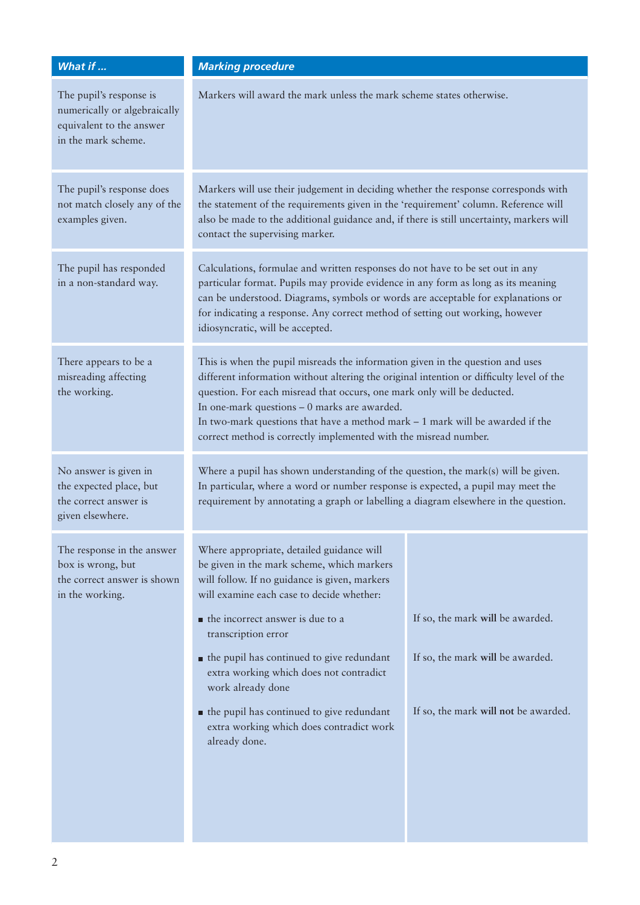| *What if ...* | *Marking procedure* |
| --- | --- |
| The pupil's response is numerically or algebraically equivalent to the answer in the mark scheme. | Markers will award the mark unless the mark scheme states otherwise. |
| The pupil's response does not match closely any of the examples given. | Markers will use their judgement in deciding whether the response corresponds with the statement of the requirements given in the 'requirement' column. Reference will also be made to the additional guidance and, if there is still uncertainty, markers will contact the supervising marker. |
| The pupil has responded in a non-standard way. | Calculations, formulae and written responses do not have to be set out in any particular format. Pupils may provide evidence in any form as long as its meaning can be understood. Diagrams, symbols or words are acceptable for explanations or for indicating a response. Any correct method of setting out working, however idiosyncratic, will be accepted. |
| There appears to be a misreading affecting the working. | This is when the pupil misreads the information given in the question and uses different information without altering the original intention or difficulty level of the question. For each misread that occurs, one mark only will be deducted.<br>In one-mark questions – 0 marks are awarded.<br>In two-mark questions that have a method mark – 1 mark will be awarded if the correct method is correctly implemented with the misread number. |
| No answer is given in the expected place, but the correct answer is given elsewhere. | Where a pupil has shown understanding of the question, the mark(s) will be given. In particular, where a word or number response is expected, a pupil may meet the requirement by annotating a graph or labelling a diagram elsewhere in the question. |
| The response in the answer box is wrong, but the correct answer is shown in the working. | Where appropriate, detailed guidance will be given in the mark scheme, which markers will follow. If no guidance is given, markers will examine each case to decide whether:<br>■ the incorrect answer is due to a transcription error — If so, the mark **will** be awarded.<br>■ the pupil has continued to give redundant extra working which does not contradict work already done — If so, the mark **will** be awarded.<br>■ the pupil has continued to give redundant extra working which does contradict work already done. — If so, the mark **will not** be awarded. |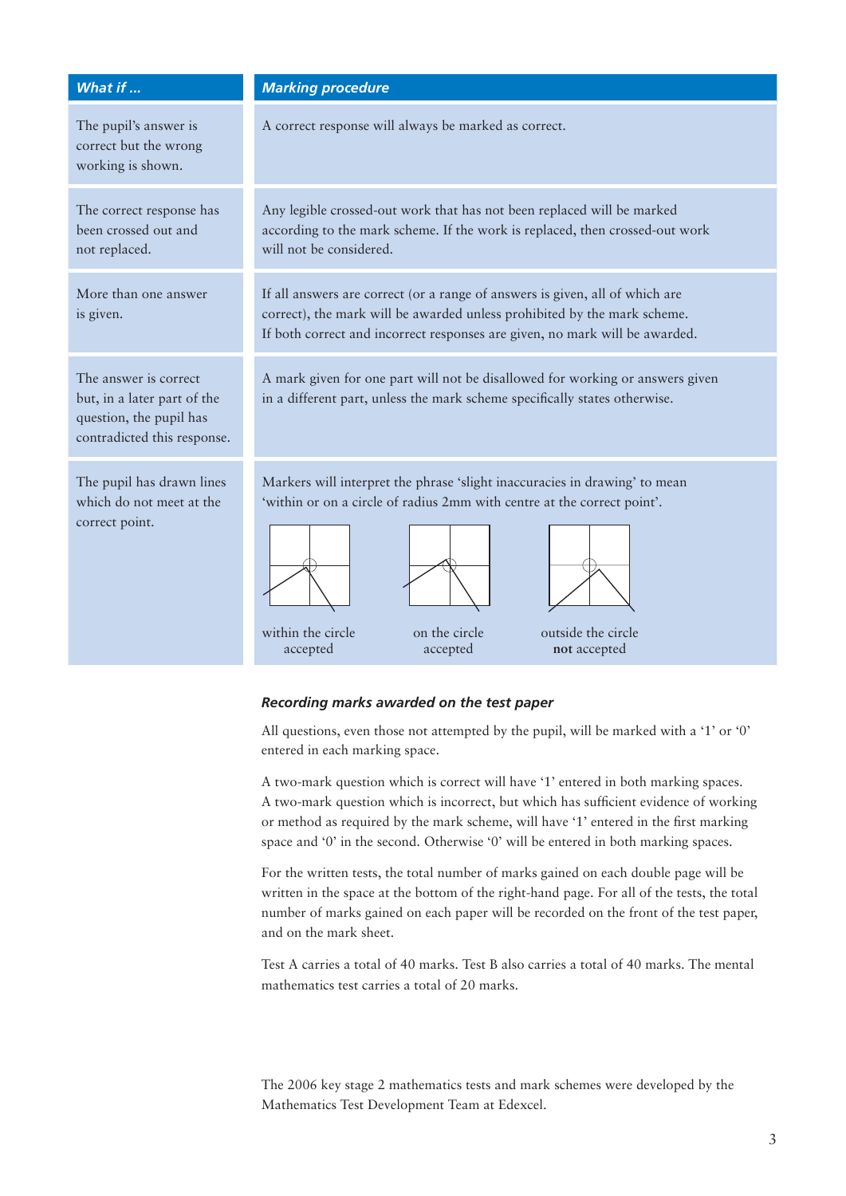| *What if ...* | *Marking procedure* |
| --- | --- |
| The pupil's answer is correct but the wrong working is shown. | A correct response will always be marked as correct. |
| The correct response has been crossed out and not replaced. | Any legible crossed-out work that has not been replaced will be marked according to the mark scheme. If the work is replaced, then crossed-out work will not be considered. |
| More than one answer is given. | If all answers are correct (or a range of answers is given, all of which are correct), the mark will be awarded unless prohibited by the mark scheme. If both correct and incorrect responses are given, no mark will be awarded. |
| The answer is correct but, in a later part of the question, the pupil has contradicted this response. | A mark given for one part will not be disallowed for working or answers given in a different part, unless the mark scheme specifically states otherwise. |
| The pupil has drawn lines which do not meet at the correct point. | Markers will interpret the phrase 'slight inaccuracies in drawing' to mean 'within or on a circle of radius 2mm with centre at the correct point'. within the circle accepted; on the circle accepted; outside the circle **not** accepted |

### *Recording marks awarded on the test paper*

All questions, even those not attempted by the pupil, will be marked with a '1' or '0' entered in each marking space.

A two-mark question which is correct will have '1' entered in both marking spaces. A two-mark question which is incorrect, but which has sufficient evidence of working or method as required by the mark scheme, will have '1' entered in the first marking space and '0' in the second. Otherwise '0' will be entered in both marking spaces.

For the written tests, the total number of marks gained on each double page will be written in the space at the bottom of the right-hand page. For all of the tests, the total number of marks gained on each paper will be recorded on the front of the test paper, and on the mark sheet.

Test A carries a total of 40 marks. Test B also carries a total of 40 marks. The mental mathematics test carries a total of 20 marks.

The 2006 key stage 2 mathematics tests and mark schemes were developed by the Mathematics Test Development Team at Edexcel.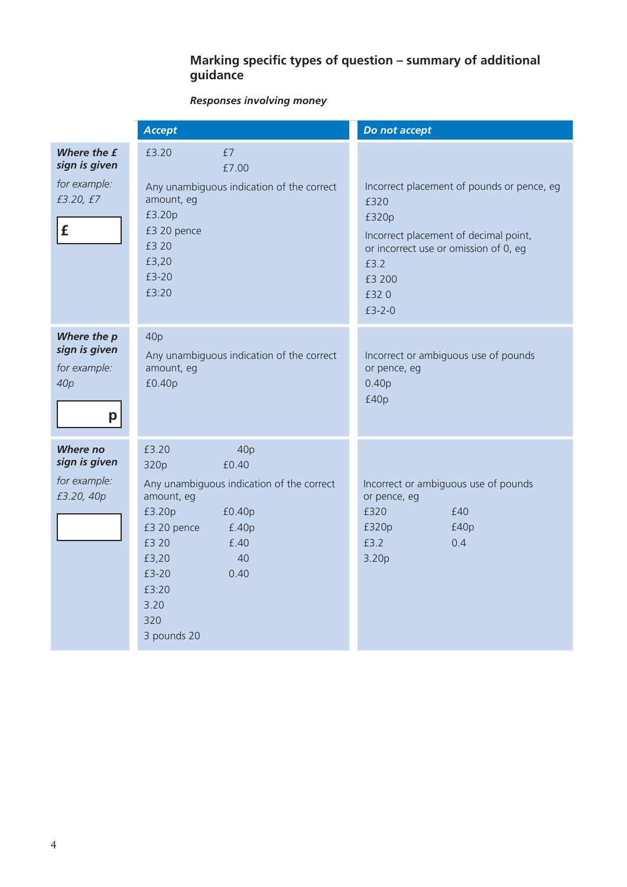## Marking specific types of question – summary of additional guidance

***Responses involving money***

| | *Accept* | *Do not accept* |
|---|---|---|
| ***Where the £ sign is given***<br>*for example: £3.20, £7*<br>£ | £3.20 £7<br>£7.00<br>Any unambiguous indication of the correct amount, eg<br>£3.20p<br>£3 20 pence<br>£3 20<br>£3,20<br>£3-20<br>£3:20 | Incorrect placement of pounds or pence, eg<br>£320<br>£320p<br>Incorrect placement of decimal point, or incorrect use or omission of 0, eg<br>£3.2<br>£3 200<br>£32 0<br>£3-2-0 |
| ***Where the p sign is given***<br>*for example: 40p*<br>p | 40p<br>Any unambiguous indication of the correct amount, eg<br>£0.40p | Incorrect or ambiguous use of pounds or pence, eg<br>0.40p<br>£40p |
| ***Where no sign is given***<br>*for example: £3.20, 40p* | £3.20 40p<br>320p £0.40<br>Any unambiguous indication of the correct amount, eg<br>£3.20p £0.40p<br>£3 20 pence £.40p<br>£3 20 £.40<br>£3,20 40<br>£3-20 0.40<br>£3:20<br>3.20<br>320<br>3 pounds 20 | Incorrect or ambiguous use of pounds or pence, eg<br>£320 £40<br>£320p £40p<br>£3.2 0.4<br>3.20p |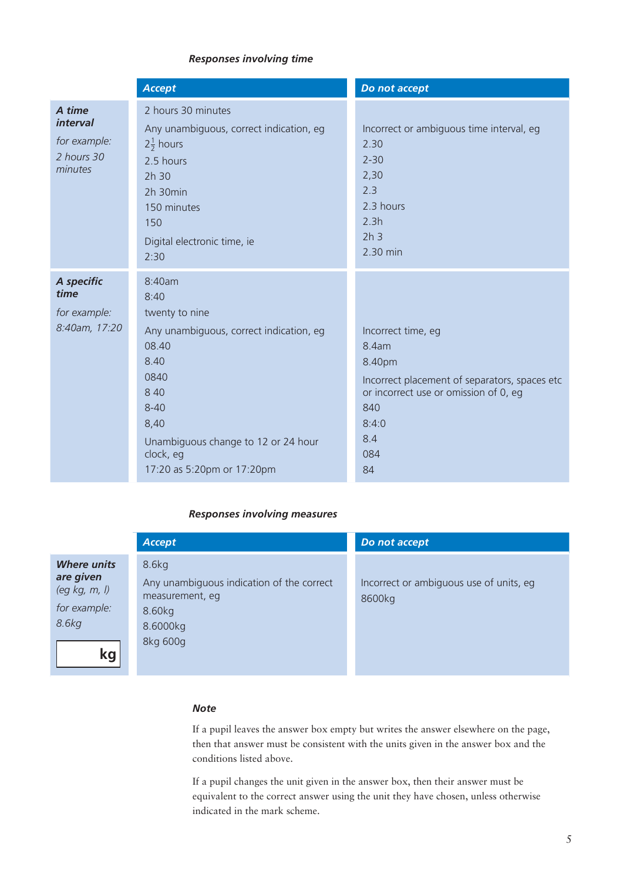### *Responses involving time*

| | Accept | Do not accept |
|---|---|---|
| ***A time interval***<br>*for example:*<br>*2 hours 30 minutes* | 2 hours 30 minutes<br>Any unambiguous, correct indication, eg<br>$2\frac{1}{2}$ hours<br>2.5 hours<br>2h 30<br>2h 30min<br>150 minutes<br>150<br>Digital electronic time, ie<br>2:30 | Incorrect or ambiguous time interval, eg<br>2.30<br>2-30<br>2,30<br>2.3<br>2.3 hours<br>2.3h<br>2h 3<br>2.30 min |
| ***A specific time***<br>*for example:*<br>*8:40am, 17:20* | 8:40am<br>8:40<br>twenty to nine<br>Any unambiguous, correct indication, eg<br>08.40<br>8.40<br>0840<br>8 40<br>8-40<br>8,40<br>Unambiguous change to 12 or 24 hour clock, eg<br>17:20 as 5:20pm or 17:20pm | Incorrect time, eg<br>8.4am<br>8.40pm<br>Incorrect placement of separators, spaces etc or incorrect use or omission of 0, eg<br>840<br>8:4:0<br>8.4<br>084<br>84 |

### *Responses involving measures*

| | Accept | Do not accept |
|---|---|---|
| ***Where units are given***<br>*(eg kg, m, l)*<br>*for example:*<br>*8.6kg*<br>[ kg ] | 8.6kg<br>Any unambiguous indication of the correct measurement, eg<br>8.60kg<br>8.6000kg<br>8kg 600g | Incorrect or ambiguous use of units, eg<br>8600kg |

***Note***

If a pupil leaves the answer box empty but writes the answer elsewhere on the page, then that answer must be consistent with the units given in the answer box and the conditions listed above.

If a pupil changes the unit given in the answer box, then their answer must be equivalent to the correct answer using the unit they have chosen, unless otherwise indicated in the mark scheme.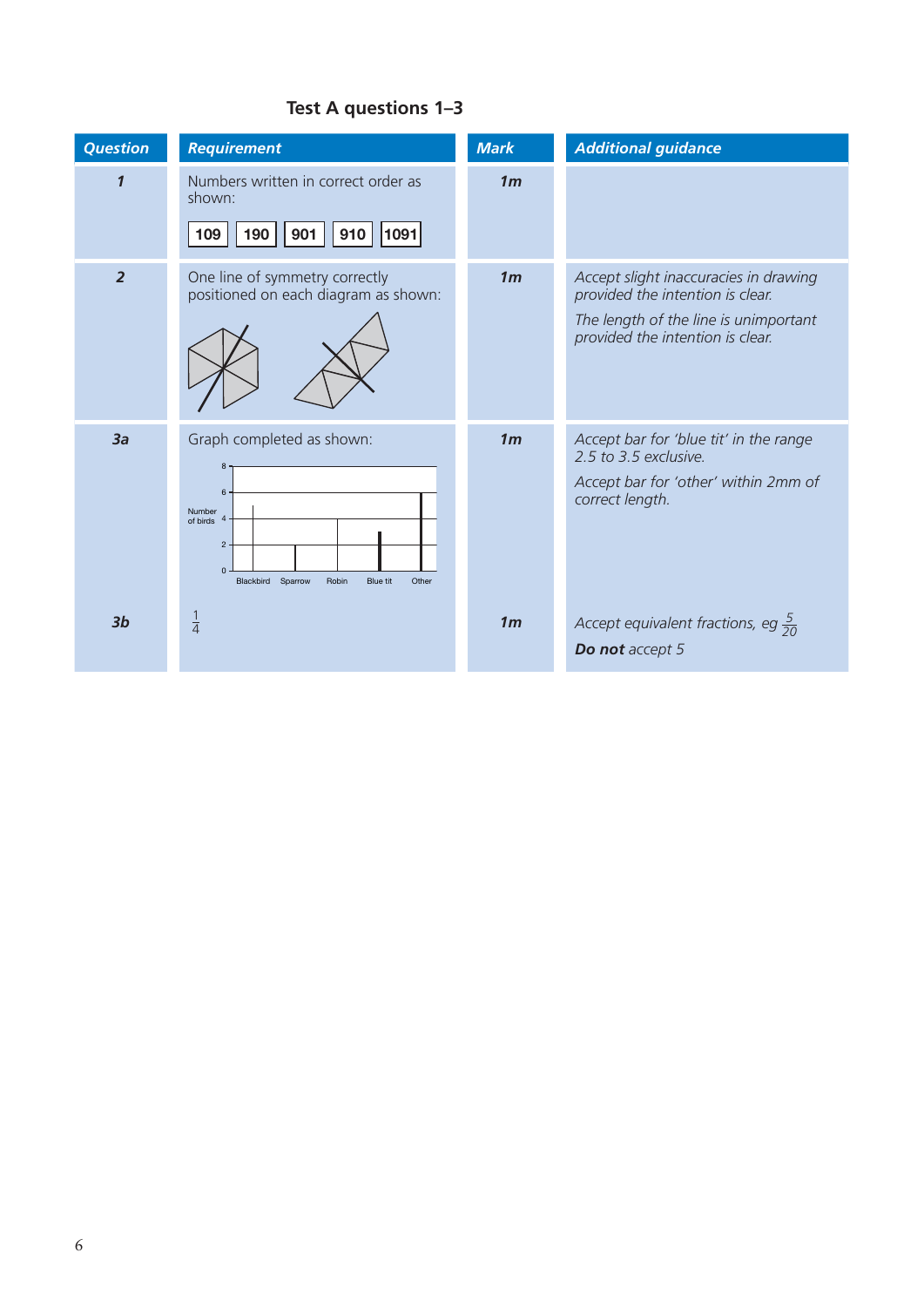## Test A questions 1–3

| Question | Requirement | Mark | Additional guidance |
|---|---|---|---|
| **1** | Numbers written in correct order as shown: 109 190 901 910 1091 | **1m** | |
| **2** | One line of symmetry correctly positioned on each diagram as shown: | **1m** | *Accept slight inaccuracies in drawing provided the intention is clear.* *The length of the line is unimportant provided the intention is clear.* |
| **3a** | Graph completed as shown: (Number of birds: Blackbird, Sparrow, Robin, Blue tit, Other) | **1m** | *Accept bar for 'blue tit' in the range 2.5 to 3.5 exclusive.* *Accept bar for 'other' within 2mm of correct length.* |
| **3b** | $\frac{1}{4}$ | **1m** | *Accept equivalent fractions, eg* $\frac{5}{20}$ ***Do not** accept 5* |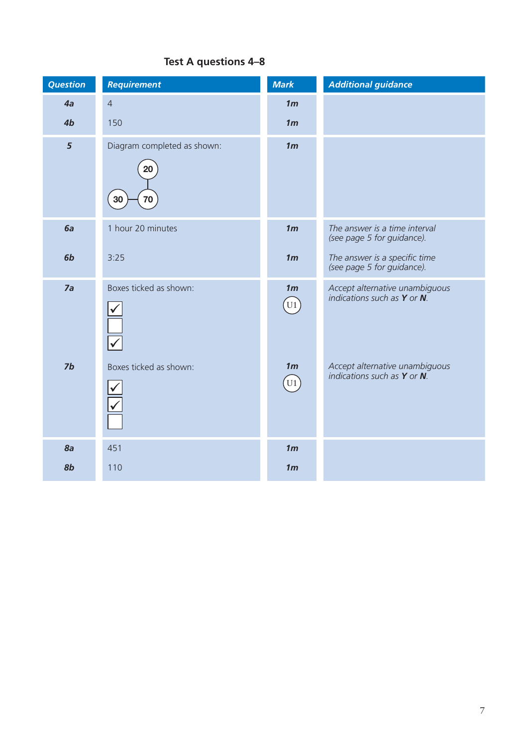## Test A questions 4–8

| Question | Requirement | Mark | Additional guidance |
|---|---|---|---|
| 4a | 4 | 1m | |
| 4b | 150 | 1m | |
| 5 | Diagram completed as shown: 20 (top), 30 (bottom left), 70 (bottom right) | 1m | |
| 6a | 1 hour 20 minutes | 1m | *The answer is a time interval (see page 5 for guidance).* |
| 6b | 3:25 | 1m | *The answer is a specific time (see page 5 for guidance).* |
| 7a | Boxes ticked as shown: ✓ / ☐ / ✓ | 1m U1 | *Accept alternative unambiguous indications such as **Y** or **N**.* |
| 7b | Boxes ticked as shown: ✓ / ✓ / ☐ | 1m U1 | *Accept alternative unambiguous indications such as **Y** or **N**.* |
| 8a | 451 | 1m | |
| 8b | 110 | 1m | |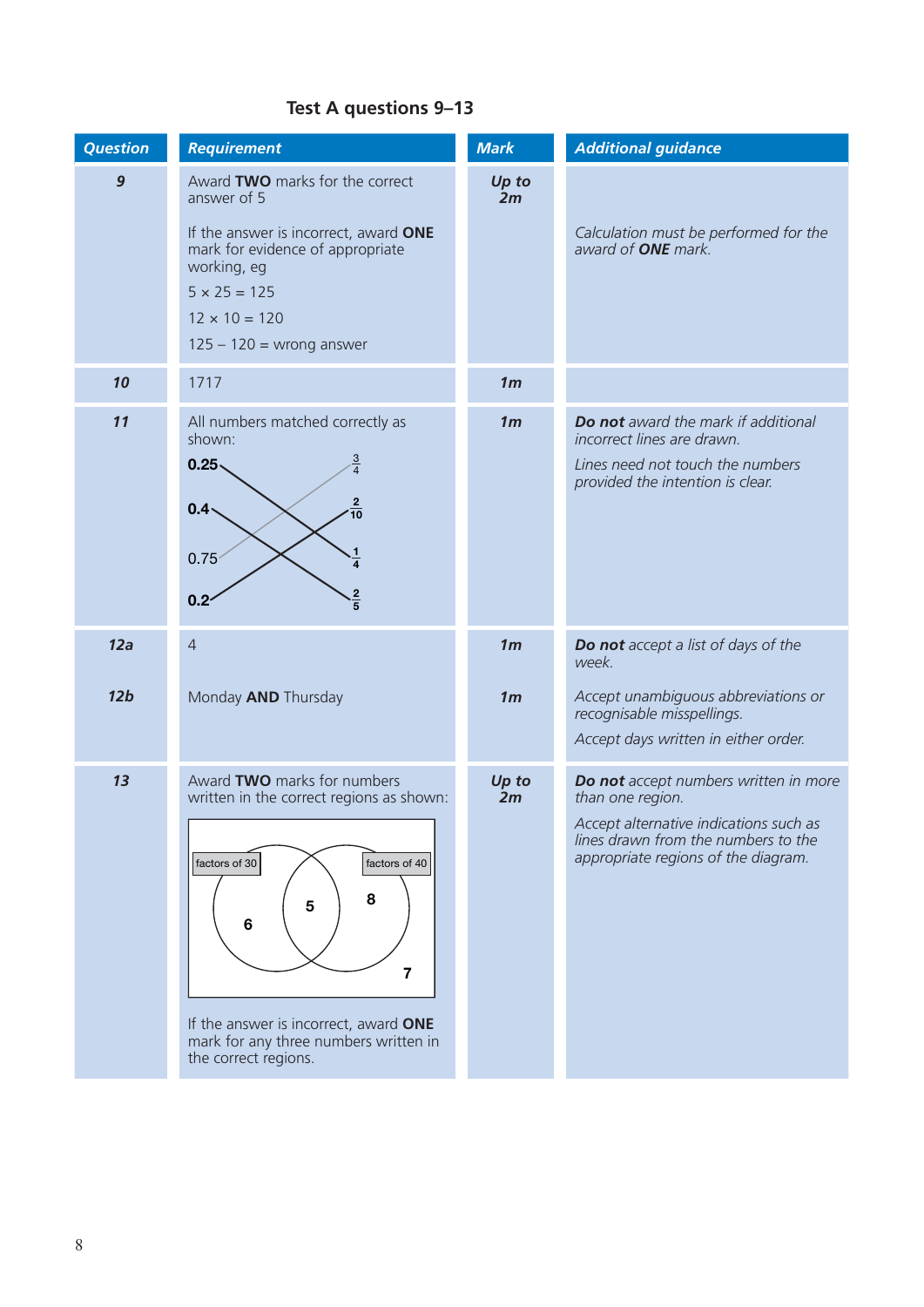## Test A questions 9–13

| Question | Requirement | Mark | Additional guidance |
|---|---|---|---|
| **9** | Award **TWO** marks for the correct answer of 5<br><br>If the answer is incorrect, award **ONE** mark for evidence of appropriate working, eg<br>$5 \times 25 = 125$<br>$12 \times 10 = 120$<br>$125 - 120 =$ wrong answer | ***Up to 2m*** | *Calculation must be performed for the award of **ONE** mark.* |
| **10** | 1717 | ***1m*** | |
| **11** | All numbers matched correctly as shown:<br>**0.25** — $\frac{1}{4}$<br>**0.4** — $\frac{2}{5}$<br>0.75 — $\frac{3}{4}$<br>**0.2** — $\frac{2}{10}$ | ***1m*** | ***Do not*** *award the mark if additional incorrect lines are drawn.*<br><br>*Lines need not touch the numbers provided the intention is clear.* |
| **12a**<br><br>**12b** | 4<br><br>Monday **AND** Thursday | ***1m***<br><br>***1m*** | ***Do not*** *accept a list of days of the week.*<br><br>*Accept unambiguous abbreviations or recognisable misspellings.*<br><br>*Accept days written in either order.* |
| **13** | Award **TWO** marks for numbers written in the correct regions as shown:<br>factors of 30 only: 6<br>factors of 30 and factors of 40: 5<br>factors of 40 only: 8<br>outside both: 7<br><br>If the answer is incorrect, award **ONE** mark for any three numbers written in the correct regions. | ***Up to 2m*** | ***Do not*** *accept numbers written in more than one region.*<br><br>*Accept alternative indications such as lines drawn from the numbers to the appropriate regions of the diagram.* |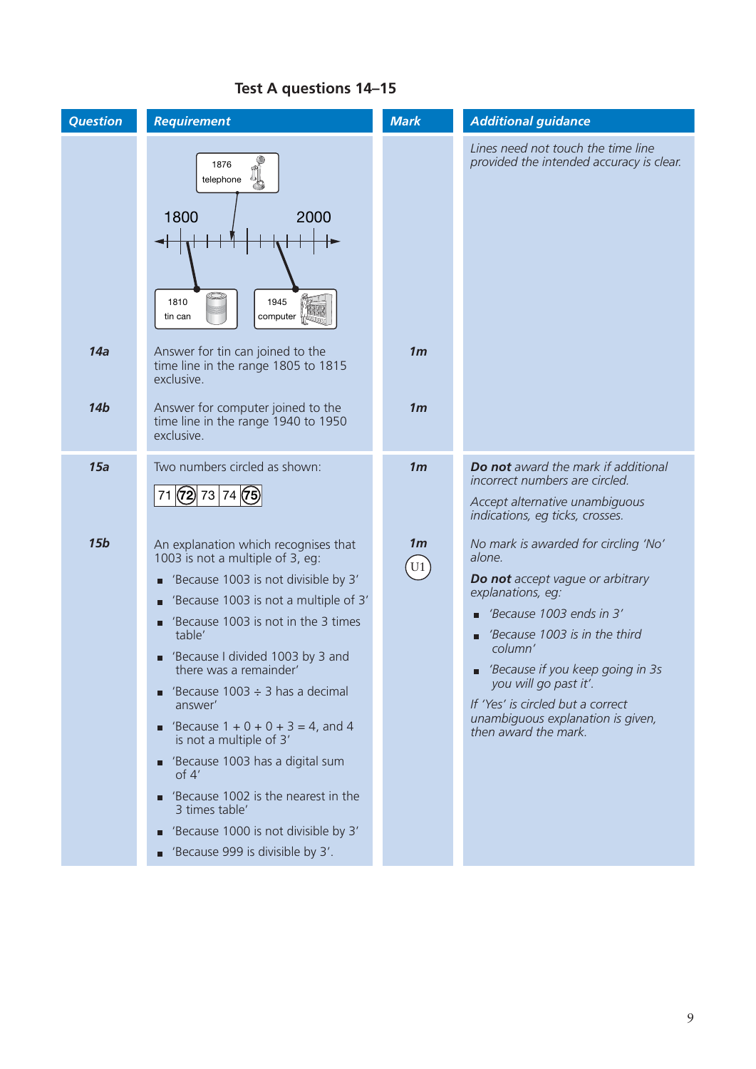## Test A questions 14–15

| Question | Requirement | Mark | Additional guidance |
|---|---|---|---|
| | 1876 telephone; 1800; 2000; 1810 tin can; 1945 computer | | *Lines need not touch the time line provided the intended accuracy is clear.* |
| **14a** | Answer for tin can joined to the time line in the range 1805 to 1815 exclusive. | **1m** | |
| **14b** | Answer for computer joined to the time line in the range 1940 to 1950 exclusive. | **1m** | |
| **15a** | Two numbers circled as shown: 71 (72) 73 74 (75) | **1m** | ***Do not** award the mark if additional incorrect numbers are circled.* *Accept alternative unambiguous indications, eg ticks, crosses.* |
| **15b** | An explanation which recognises that 1003 is not a multiple of 3, eg: <br>■ 'Because 1003 is not divisible by 3' <br>■ 'Because 1003 is not a multiple of 3' <br>■ 'Because 1003 is not in the 3 times table' <br>■ 'Because I divided 1003 by 3 and there was a remainder' <br>■ 'Because 1003 ÷ 3 has a decimal answer' <br>■ 'Because 1 + 0 + 0 + 3 = 4, and 4 is not a multiple of 3' <br>■ 'Because 1003 has a digital sum of 4' <br>■ 'Because 1002 is the nearest in the 3 times table' <br>■ 'Because 1000 is not divisible by 3' <br>■ 'Because 999 is divisible by 3'. | **1m** U1 | *No mark is awarded for circling 'No' alone.* ***Do not** accept vague or arbitrary explanations, eg:* <br>■ *'Because 1003 ends in 3'* <br>■ *'Because 1003 is in the third column'* <br>■ *'Because if you keep going in 3s you will go past it'.* <br>*If 'Yes' is circled but a correct unambiguous explanation is given, then award the mark.* |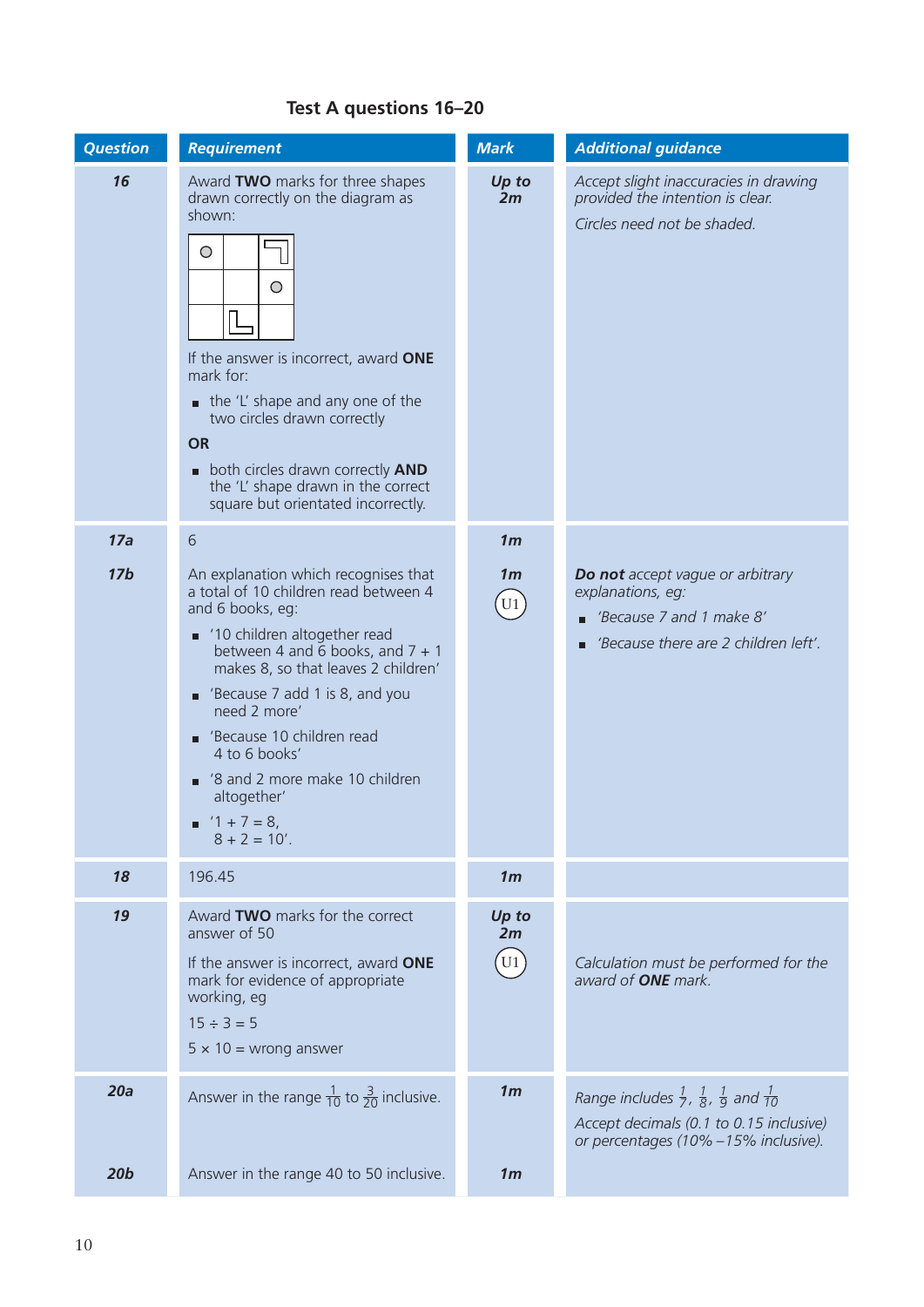## Test A questions 16–20

| Question | Requirement | Mark | Additional guidance |
|---|---|---|---|
| **16** | Award **TWO** marks for three shapes drawn correctly on the diagram as shown:<br><br>If the answer is incorrect, award **ONE** mark for:<br>■ the 'L' shape and any one of the two circles drawn correctly<br>**OR**<br>■ both circles drawn correctly **AND** the 'L' shape drawn in the correct square but orientated incorrectly. | ***Up to 2m*** | *Accept slight inaccuracies in drawing provided the intention is clear.*<br>*Circles need not be shaded.* |
| **17a** | 6 | ***1m*** | |
| **17b** | An explanation which recognises that a total of 10 children read between 4 and 6 books, eg:<br>■ '10 children altogether read between 4 and 6 books, and 7 + 1 makes 8, so that leaves 2 children'<br>■ 'Because 7 add 1 is 8, and you need 2 more'<br>■ 'Because 10 children read 4 to 6 books'<br>■ '8 and 2 more make 10 children altogether'<br>■ '1 + 7 = 8, 8 + 2 = 10'. | ***1m*** U1 | ***Do not*** *accept vague or arbitrary explanations, eg:*<br>■ *'Because 7 and 1 make 8'*<br>■ *'Because there are 2 children left'.* |
| **18** | 196.45 | ***1m*** | |
| **19** | Award **TWO** marks for the correct answer of 50<br><br>If the answer is incorrect, award **ONE** mark for evidence of appropriate working, eg<br>15 ÷ 3 = 5<br>5 × 10 = wrong answer | ***Up to 2m*** U1 | *Calculation must be performed for the award of **ONE** mark.* |
| **20a** | Answer in the range $\frac{1}{10}$ to $\frac{3}{20}$ inclusive. | ***1m*** | *Range includes* $\frac{1}{7}$, $\frac{1}{8}$, $\frac{1}{9}$ *and* $\frac{1}{10}$<br>*Accept decimals (0.1 to 0.15 inclusive) or percentages (10% –15% inclusive).* |
| **20b** | Answer in the range 40 to 50 inclusive. | ***1m*** | |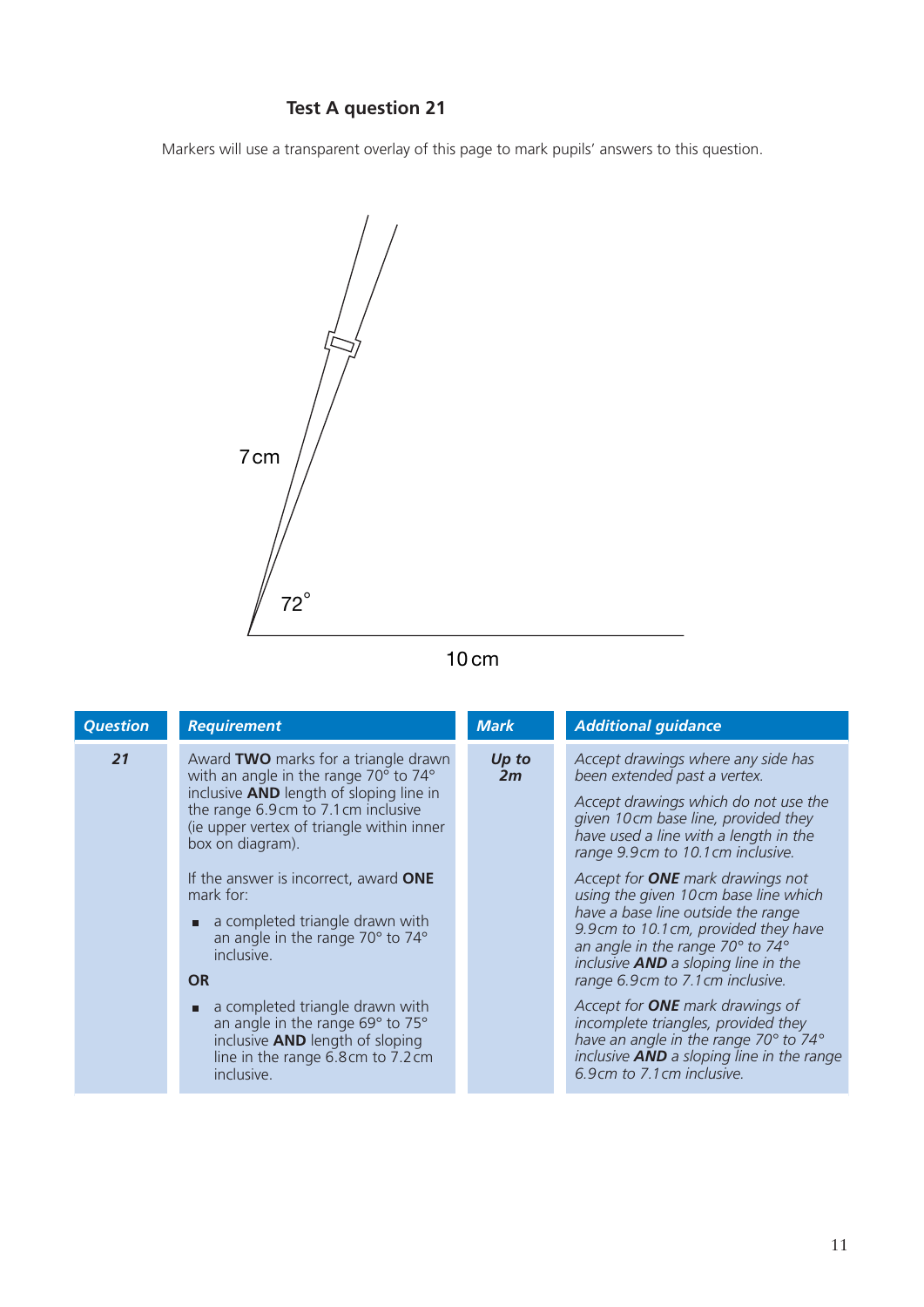### Test A question 21

Markers will use a transparent overlay of this page to mark pupils' answers to this question.

7 cm

72°

10 cm

| Question | Requirement | Mark | Additional guidance |
|---|---|---|---|
| **21** | Award **TWO** marks for a triangle drawn with an angle in the range 70° to 74° inclusive **AND** length of sloping line in the range 6.9 cm to 7.1 cm inclusive (ie upper vertex of triangle within inner box on diagram).<br><br>If the answer is incorrect, award **ONE** mark for:<br>▪ a completed triangle drawn with an angle in the range 70° to 74° inclusive.<br>**OR**<br>▪ a completed triangle drawn with an angle in the range 69° to 75° inclusive **AND** length of sloping line in the range 6.8 cm to 7.2 cm inclusive. | *Up to 2m* | *Accept drawings where any side has been extended past a vertex.*<br><br>*Accept drawings which do not use the given 10 cm base line, provided they have used a line with a length in the range 9.9 cm to 10.1 cm inclusive.*<br><br>*Accept for **ONE** mark drawings not using the given 10 cm base line which have a base line outside the range 9.9 cm to 10.1 cm, provided they have an angle in the range 70° to 74° inclusive **AND** a sloping line in the range 6.9 cm to 7.1 cm inclusive.*<br><br>*Accept for **ONE** mark drawings of incomplete triangles, provided they have an angle in the range 70° to 74° inclusive **AND** a sloping line in the range 6.9 cm to 7.1 cm inclusive.* |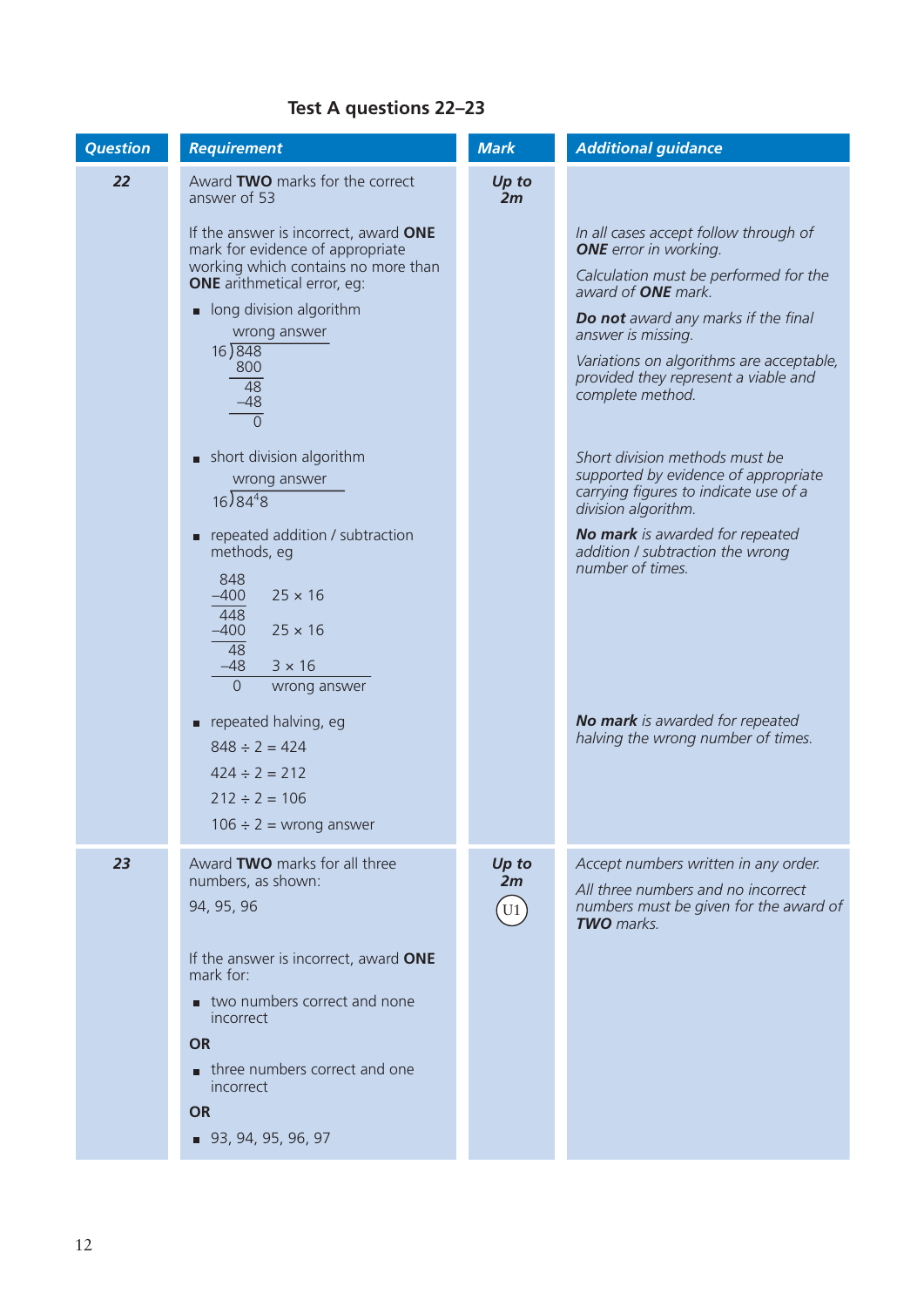## Test A questions 22–23

| Question | Requirement | Mark | Additional guidance |
|---|---|---|---|
| **22** | Award **TWO** marks for the correct answer of 53<br><br>If the answer is incorrect, award **ONE** mark for evidence of appropriate working which contains no more than **ONE** arithmetical error, eg:<br><br>▪ long division algorithm<br>wrong answer<br>16 ⟌ 848<br>800<br>48<br>–48<br>0<br><br>▪ short division algorithm<br>wrong answer<br>16 ⟌ $84^4 8$<br><br>▪ repeated addition / subtraction methods, eg<br>848<br>–400 25 × 16<br>448<br>–400 25 × 16<br>48<br>–48 3 × 16<br>0 wrong answer<br><br>▪ repeated halving, eg<br>848 ÷ 2 = 424<br>424 ÷ 2 = 212<br>212 ÷ 2 = 106<br>106 ÷ 2 = wrong answer | ***Up to 2m*** | *In all cases accept follow through of **ONE** error in working.*<br><br>*Calculation must be performed for the award of **ONE** mark.*<br><br>***Do not** award any marks if the final answer is missing.*<br><br>*Variations on algorithms are acceptable, provided they represent a viable and complete method.*<br><br>*Short division methods must be supported by evidence of appropriate carrying figures to indicate use of a division algorithm.*<br><br>***No mark** is awarded for repeated addition / subtraction the wrong number of times.*<br><br>***No mark** is awarded for repeated halving the wrong number of times.* |
| **23** | Award **TWO** marks for all three numbers, as shown:<br><br>94, 95, 96<br><br>If the answer is incorrect, award **ONE** mark for:<br><br>▪ two numbers correct and none incorrect<br><br>**OR**<br><br>▪ three numbers correct and one incorrect<br><br>**OR**<br><br>▪ 93, 94, 95, 96, 97 | ***Up to 2m***<br><br>U1 | *Accept numbers written in any order.*<br><br>*All three numbers and no incorrect numbers must be given for the award of **TWO** marks.* |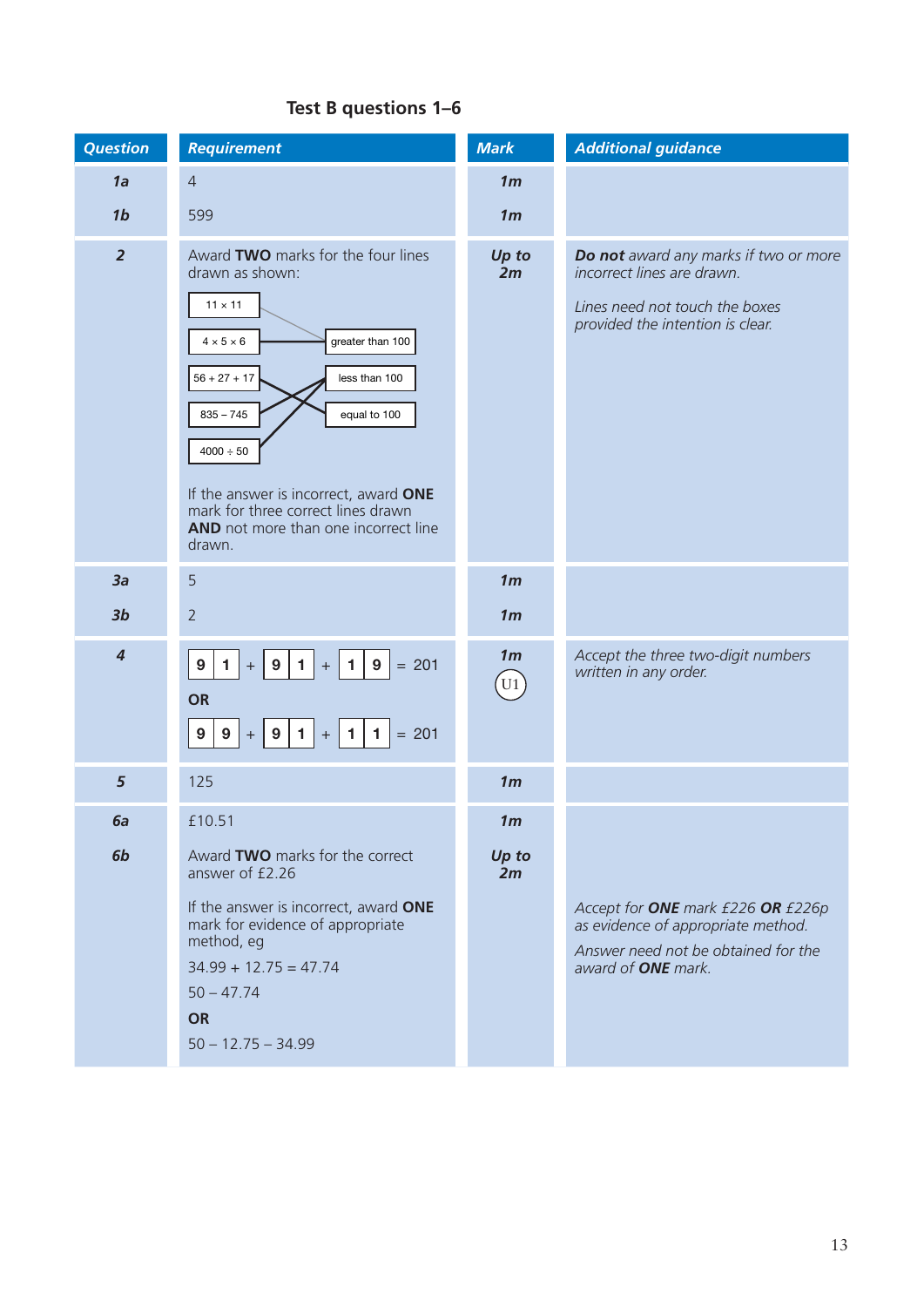## Test B questions 1–6

| *Question* | *Requirement* | *Mark* | *Additional guidance* |
|---|---|---|---|
| ***1a*** | 4 | ***1m*** | |
| ***1b*** | 599 | ***1m*** | |
| ***2*** | Award **TWO** marks for the four lines drawn as shown: 11 × 11 — greater than 100; 4 × 5 × 6 — greater than 100; 56 + 27 + 17 — equal to 100; 835 – 745 — less than 100; 4000 ÷ 50 — less than 100. If the answer is incorrect, award **ONE** mark for three correct lines drawn **AND** not more than one incorrect line drawn. | ***Up to 2m*** | ***Do not*** *award any marks if two or more incorrect lines are drawn.* *Lines need not touch the boxes provided the intention is clear.* |
| ***3a*** | 5 | ***1m*** | |
| ***3b*** | 2 | ***1m*** | |
| ***4*** | 91 + 91 + 19 = 201 **OR** 99 + 91 + 11 = 201 | ***1m*** U1 | *Accept the three two-digit numbers written in any order.* |
| ***5*** | 125 | ***1m*** | |
| ***6a*** | £10.51 | ***1m*** | |
| ***6b*** | Award **TWO** marks for the correct answer of £2.26. If the answer is incorrect, award **ONE** mark for evidence of appropriate method, eg 34.99 + 12.75 = 47.74; 50 – 47.74 **OR** 50 – 12.75 – 34.99 | ***Up to 2m*** | *Accept for* ***ONE*** *mark £226* ***OR*** *£226p as evidence of appropriate method.* *Answer need not be obtained for the award of* ***ONE*** *mark.* |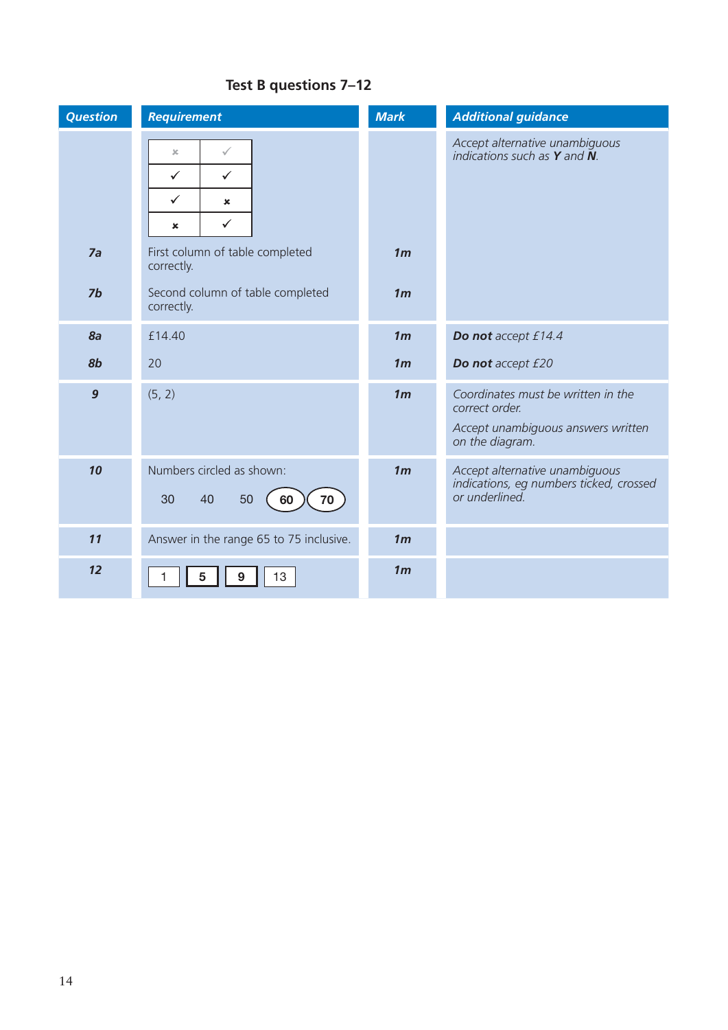## Test B questions 7–12

| Question | Requirement | Mark | Additional guidance |
|---|---|---|---|
| | ✗ ✓<br>✓ ✓<br>✓ ✗<br>✗ ✓ | | *Accept alternative unambiguous indications such as **Y** and **N**.* |
| **7a** | First column of table completed correctly. | **1m** | |
| **7b** | Second column of table completed correctly. | **1m** | |
| **8a** | £14.40 | **1m** | ***Do not** accept £14.4* |
| **8b** | 20 | **1m** | ***Do not** accept £20* |
| **9** | (5, 2) | **1m** | *Coordinates must be written in the correct order.*<br>*Accept unambiguous answers written on the diagram.* |
| **10** | Numbers circled as shown:<br>30 40 50 (60) (70) | **1m** | *Accept alternative unambiguous indications, eg numbers ticked, crossed or underlined.* |
| **11** | Answer in the range 65 to 75 inclusive. | **1m** | |
| **12** | 1 **5** **9** 13 | **1m** | |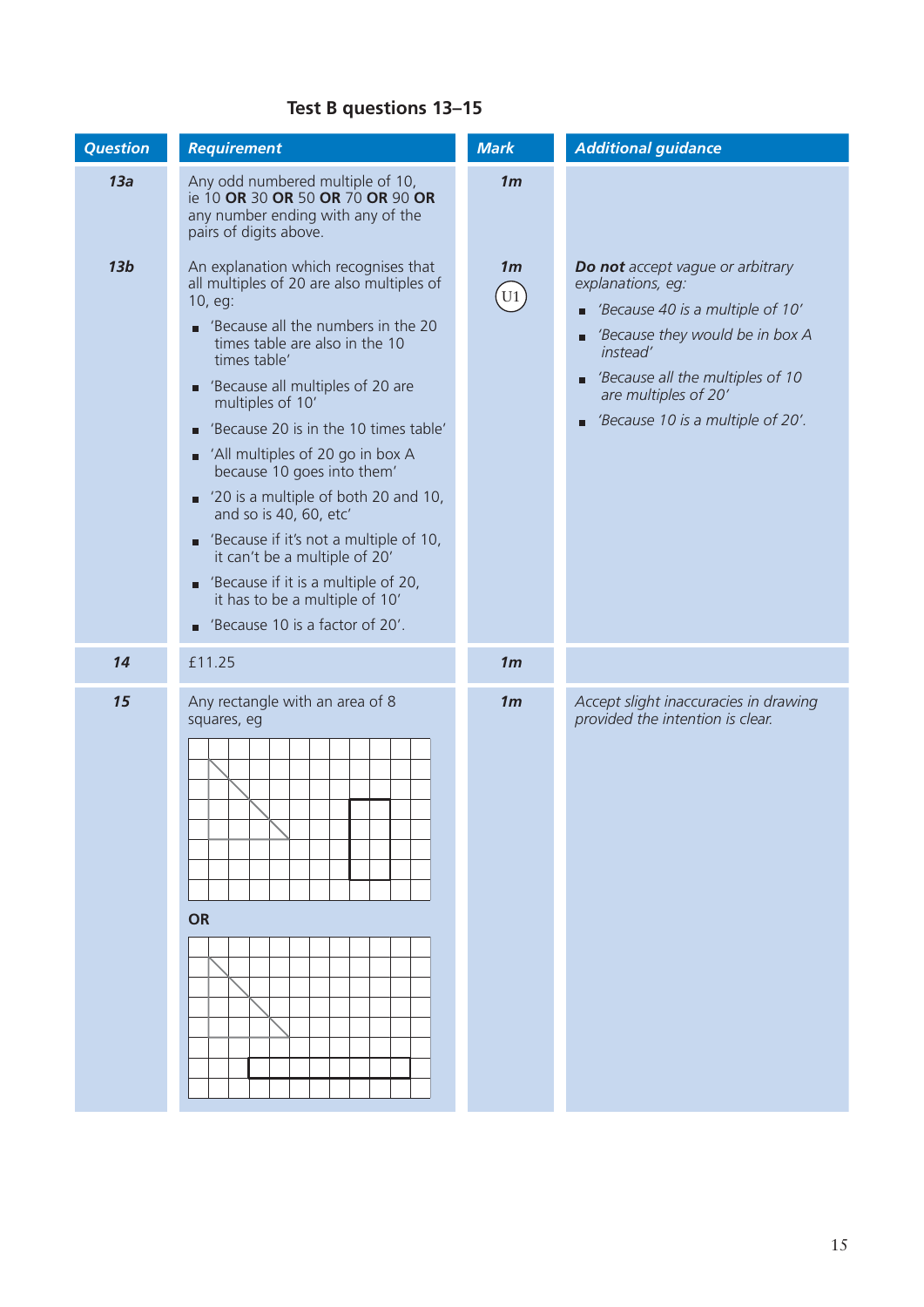## Test B questions 13–15

| Question | Requirement | Mark | Additional guidance |
|---|---|---|---|
| **13a** | Any odd numbered multiple of 10, ie 10 **OR** 30 **OR** 50 **OR** 70 **OR** 90 **OR** any number ending with any of the pairs of digits above. | **1m** | |
| **13b** | An explanation which recognises that all multiples of 20 are also multiples of 10, eg:<br>■ 'Because all the numbers in the 20 times table are also in the 10 times table'<br>■ 'Because all multiples of 20 are multiples of 10'<br>■ 'Because 20 is in the 10 times table'<br>■ 'All multiples of 20 go in box A because 10 goes into them'<br>■ '20 is a multiple of both 20 and 10, and so is 40, 60, etc'<br>■ 'Because if it's not a multiple of 10, it can't be a multiple of 20'<br>■ 'Because if it is a multiple of 20, it has to be a multiple of 10'<br>■ 'Because 10 is a factor of 20'. | **1m**<br>U1 | ***Do not*** *accept vague or arbitrary explanations, eg:*<br>■ *'Because 40 is a multiple of 10'*<br>■ *'Because they would be in box A instead'*<br>■ *'Because all the multiples of 10 are multiples of 20'*<br>■ *'Because 10 is a multiple of 20'.* |
| **14** | £11.25 | **1m** | |
| **15** | Any rectangle with an area of 8 squares, eg<br>[grid showing a 2 × 4 rectangle]<br>**OR**<br>[grid showing a 1 × 8 rectangle] | **1m** | *Accept slight inaccuracies in drawing provided the intention is clear.* |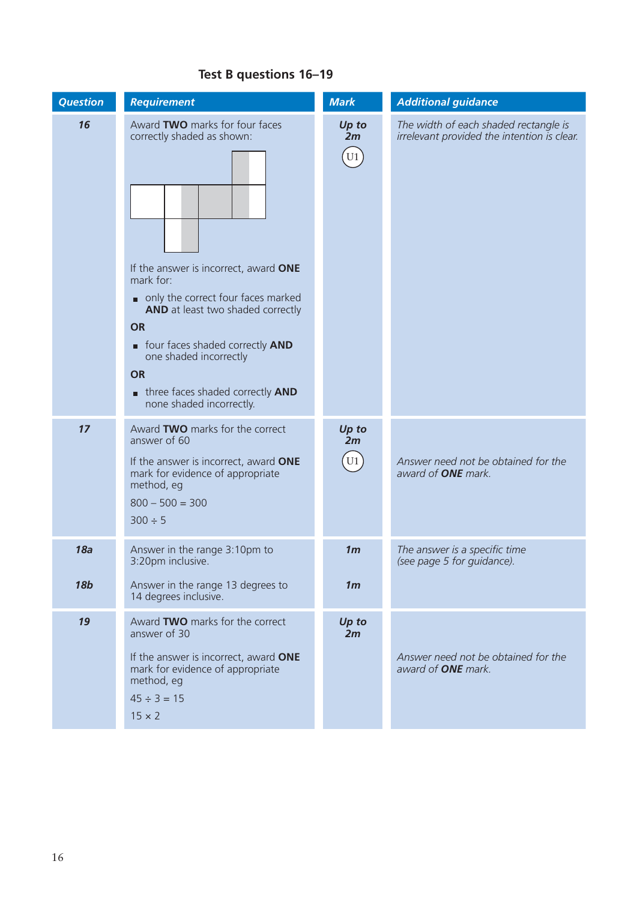## Test B questions 16–19

| Question | Requirement | Mark | Additional guidance |
|---|---|---|---|
| 16 | Award **TWO** marks for four faces correctly shaded as shown:<br><br>If the answer is incorrect, award **ONE** mark for:<br>■ only the correct four faces marked **AND** at least two shaded correctly<br>**OR**<br>■ four faces shaded correctly **AND** one shaded incorrectly<br>**OR**<br>■ three faces shaded correctly **AND** none shaded incorrectly. | *Up to 2m*<br>U1 | *The width of each shaded rectangle is irrelevant provided the intention is clear.* |
| 17 | Award **TWO** marks for the correct answer of 60<br><br>If the answer is incorrect, award **ONE** mark for evidence of appropriate method, eg<br>800 – 500 = 300<br>300 ÷ 5 | *Up to 2m*<br>U1 | *Answer need not be obtained for the award of **ONE** mark.* |
| 18a | Answer in the range 3:10pm to 3:20pm inclusive. | *1m* | *The answer is a specific time (see page 5 for guidance).* |
| 18b | Answer in the range 13 degrees to 14 degrees inclusive. | *1m* | |
| 19 | Award **TWO** marks for the correct answer of 30<br><br>If the answer is incorrect, award **ONE** mark for evidence of appropriate method, eg<br>45 ÷ 3 = 15<br>15 × 2 | *Up to 2m* | *Answer need not be obtained for the award of **ONE** mark.* |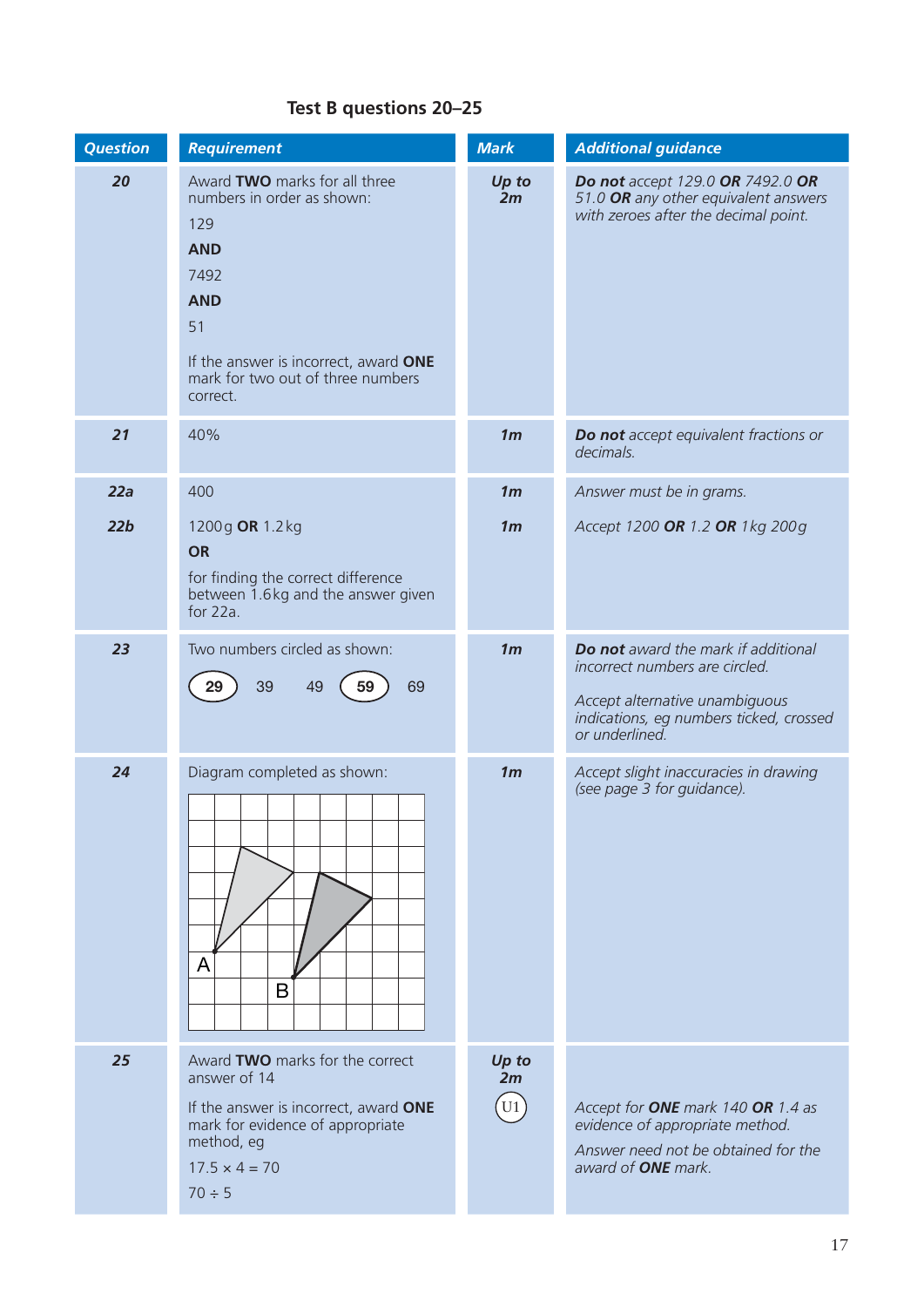## Test B questions 20–25

| Question | Requirement | Mark | Additional guidance |
|---|---|---|---|
| **20** | Award **TWO** marks for all three numbers in order as shown:<br>129<br>**AND**<br>7492<br>**AND**<br>51<br>If the answer is incorrect, award **ONE** mark for two out of three numbers correct. | ***Up to 2m*** | ***Do not*** *accept 129.0* ***OR*** *7492.0* ***OR*** *51.0* ***OR*** *any other equivalent answers with zeroes after the decimal point.* |
| **21** | 40% | ***1m*** | ***Do not*** *accept equivalent fractions or decimals.* |
| **22a** | 400 | ***1m*** | *Answer must be in grams.* |
| **22b** | 1200 g **OR** 1.2 kg<br>**OR**<br>for finding the correct difference between 1.6 kg and the answer given for 22a. | ***1m*** | *Accept 1200* ***OR*** *1.2* ***OR*** *1 kg 200 g* |
| **23** | Two numbers circled as shown:<br>(29) 39 49 (59) 69 | ***1m*** | ***Do not*** *award the mark if additional incorrect numbers are circled.*<br>*Accept alternative unambiguous indications, eg numbers ticked, crossed or underlined.* |
| **24** | Diagram completed as shown: | ***1m*** | *Accept slight inaccuracies in drawing (see page 3 for guidance).* |
| **25** | Award **TWO** marks for the correct answer of 14<br>If the answer is incorrect, award **ONE** mark for evidence of appropriate method, eg<br>$17.5 \times 4 = 70$<br>$70 \div 5$ | ***Up to 2m***<br>U1 | *Accept for* ***ONE*** *mark 140* ***OR*** *1.4 as evidence of appropriate method.*<br>*Answer need not be obtained for the award of* ***ONE*** *mark.* |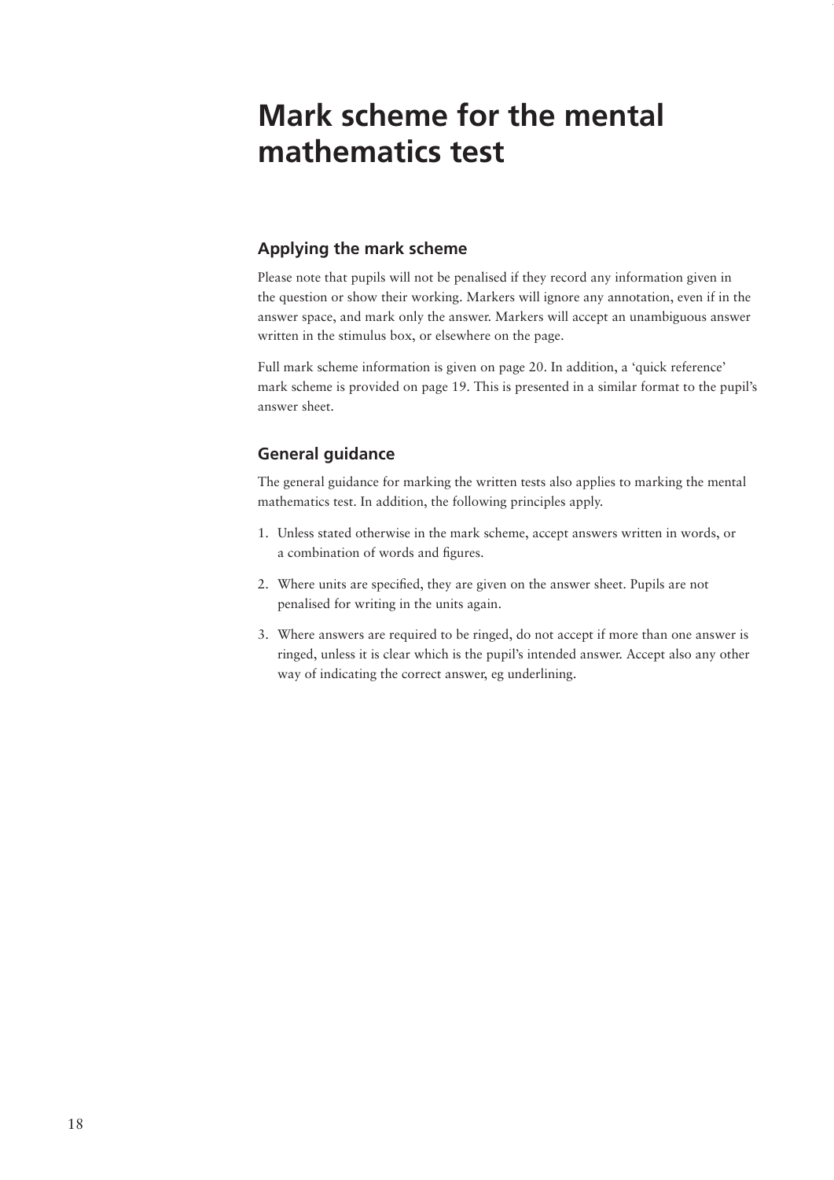# Mark scheme for the mental mathematics test

## Applying the mark scheme

Please note that pupils will not be penalised if they record any information given in the question or show their working. Markers will ignore any annotation, even if in the answer space, and mark only the answer. Markers will accept an unambiguous answer written in the stimulus box, or elsewhere on the page.

Full mark scheme information is given on page 20. In addition, a 'quick reference' mark scheme is provided on page 19. This is presented in a similar format to the pupil's answer sheet.

## General guidance

The general guidance for marking the written tests also applies to marking the mental mathematics test. In addition, the following principles apply.

1. Unless stated otherwise in the mark scheme, accept answers written in words, or a combination of words and figures.
2. Where units are specified, they are given on the answer sheet. Pupils are not penalised for writing in the units again.
3. Where answers are required to be ringed, do not accept if more than one answer is ringed, unless it is clear which is the pupil's intended answer. Accept also any other way of indicating the correct answer, eg underlining.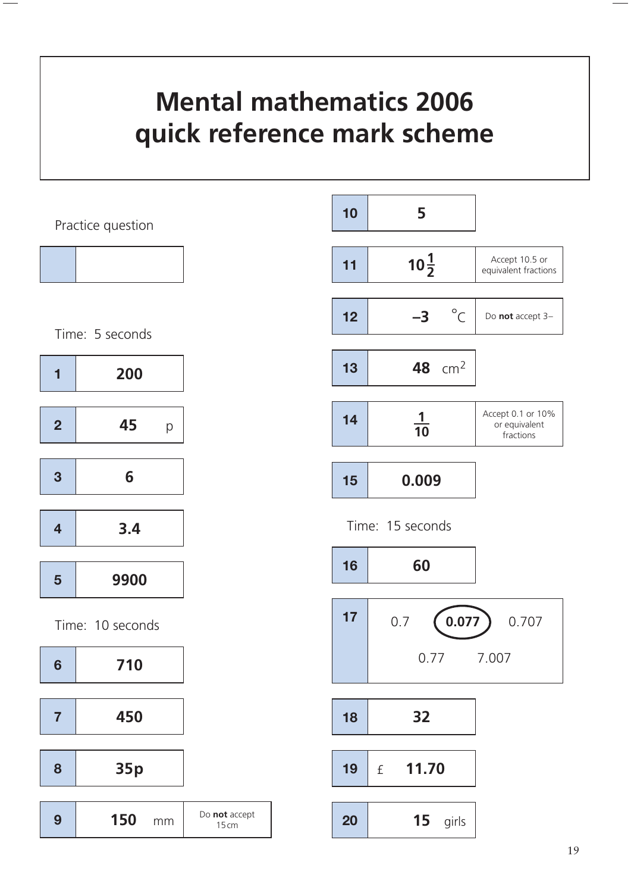# Mental mathematics 2006 quick reference mark scheme

Practice question

| | |
|---|---|
| | |

Time: 5 seconds

| Question | Answer | Notes |
|---|---|---|
| 1 | **200** | |
| 2 | **45** p | |
| 3 | **6** | |
| 4 | **3.4** | |
| 5 | **9900** | |

Time: 10 seconds

| Question | Answer | Notes |
|---|---|---|
| 6 | **710** | |
| 7 | **450** | |
| 8 | **35p** | |
| 9 | **150** mm | Do **not** accept 15 cm |
| 10 | **5** | |
| 11 | $10\frac{1}{2}$ | Accept 10.5 or equivalent fractions |
| 12 | **–3** °C | Do **not** accept 3– |
| 13 | **48** $cm^2$ | |
| 14 | $\frac{1}{10}$ | Accept 0.1 or 10% or equivalent fractions |
| 15 | **0.009** | |

Time: 15 seconds

| Question | Answer | Notes |
|---|---|---|
| 16 | **60** | |
| 17 | 0.7 &nbsp; **0.077** (circled) &nbsp; 0.707 &nbsp; 0.77 &nbsp; 7.007 | |
| 18 | **32** | |
| 19 | £ **11.70** | |
| 20 | **15** girls | |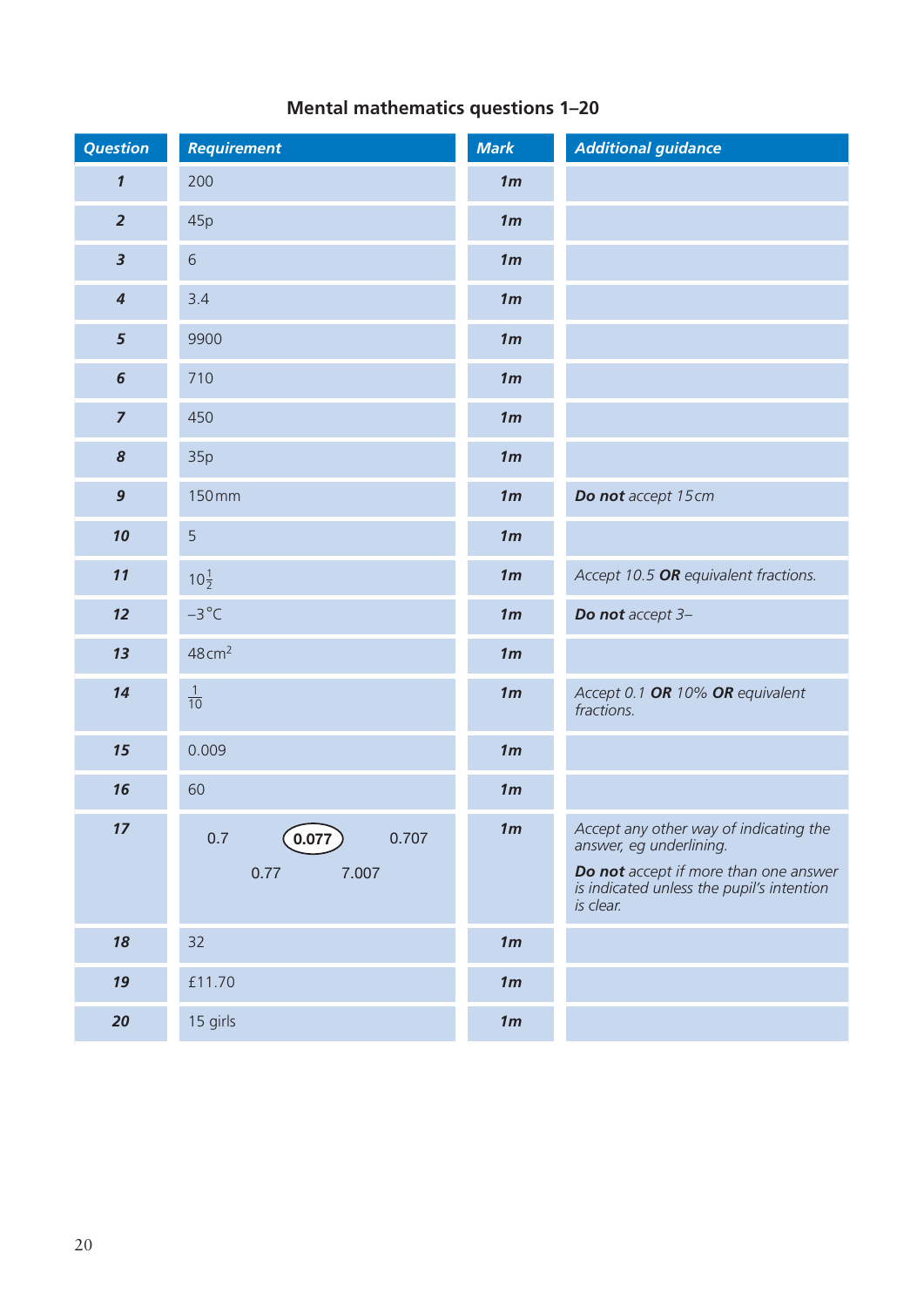## Mental mathematics questions 1–20

| Question | Requirement | Mark | Additional guidance |
|---|---|---|---|
| **1** | 200 | **1m** | |
| **2** | 45p | **1m** | |
| **3** | 6 | **1m** | |
| **4** | 3.4 | **1m** | |
| **5** | 9900 | **1m** | |
| **6** | 710 | **1m** | |
| **7** | 450 | **1m** | |
| **8** | 35p | **1m** | |
| **9** | 150 mm | **1m** | ***Do not** accept 15 cm* |
| **10** | 5 | **1m** | |
| **11** | $10\frac{1}{2}$ | **1m** | *Accept 10.5 **OR** equivalent fractions.* |
| **12** | –3°C | **1m** | ***Do not** accept 3–* |
| **13** | 48 $cm^2$ | **1m** | |
| **14** | $\frac{1}{10}$ | **1m** | *Accept 0.1 **OR** 10% **OR** equivalent fractions.* |
| **15** | 0.009 | **1m** | |
| **16** | 60 | **1m** | |
| **17** | 0.7 (**0.077** circled) 0.707 0.77 7.007 | **1m** | *Accept any other way of indicating the answer, eg underlining.* ***Do not** accept if more than one answer is indicated unless the pupil's intention is clear.* |
| **18** | 32 | **1m** | |
| **19** | £11.70 | **1m** | |
| **20** | 15 girls | **1m** | |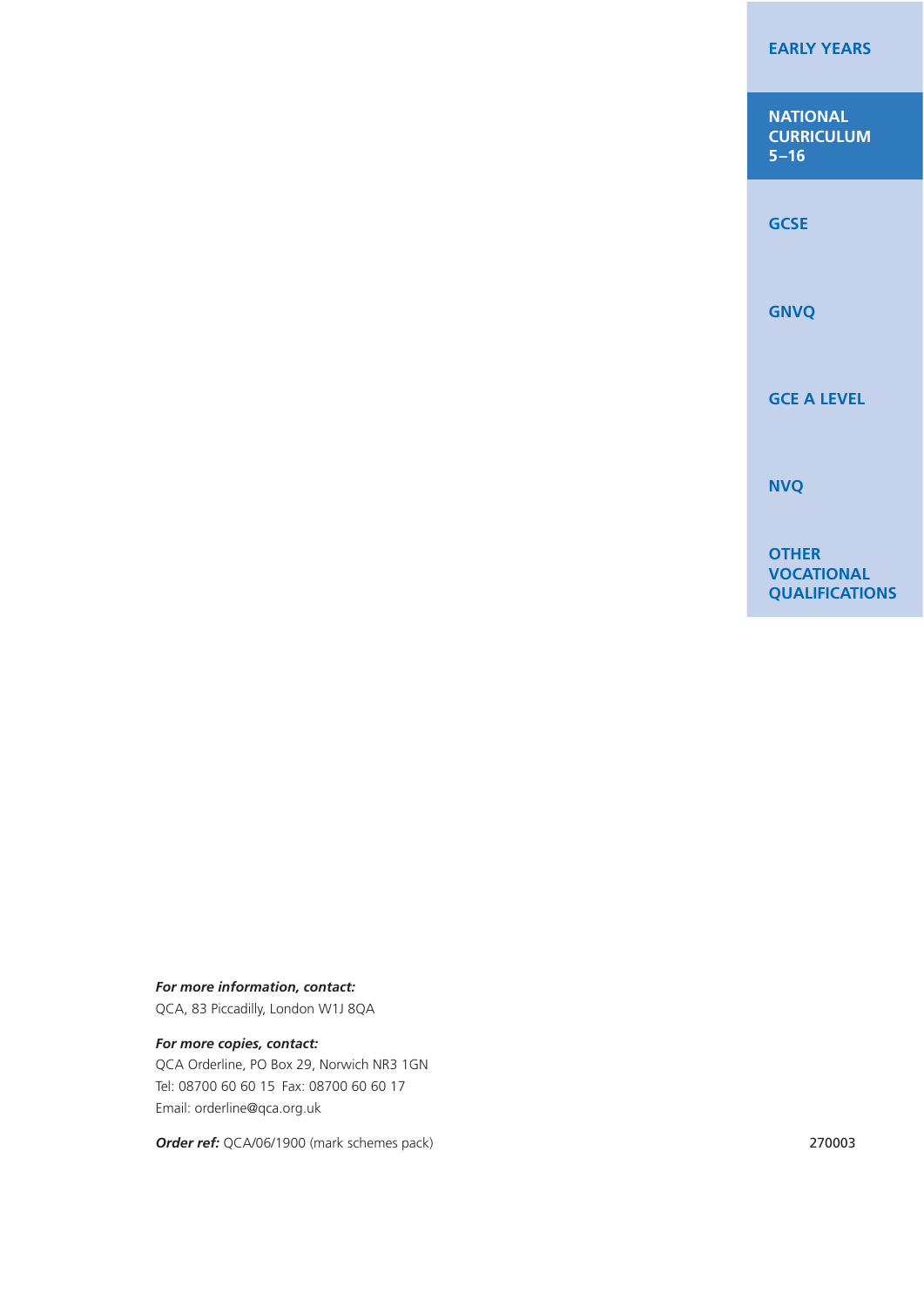EARLY YEARS

NATIONAL CURRICULUM 5–16

GCSE

GNVQ

GCE A LEVEL

NVQ

OTHER VOCATIONAL QUALIFICATIONS

***For more information, contact:***
QCA, 83 Piccadilly, London W1J 8QA

***For more copies, contact:***
QCA Orderline, PO Box 29, Norwich NR3 1GN
Tel: 08700 60 60 15 Fax: 08700 60 60 17
Email: orderline@qca.org.uk

***Order ref:*** QCA/06/1900 (mark schemes pack)

270003